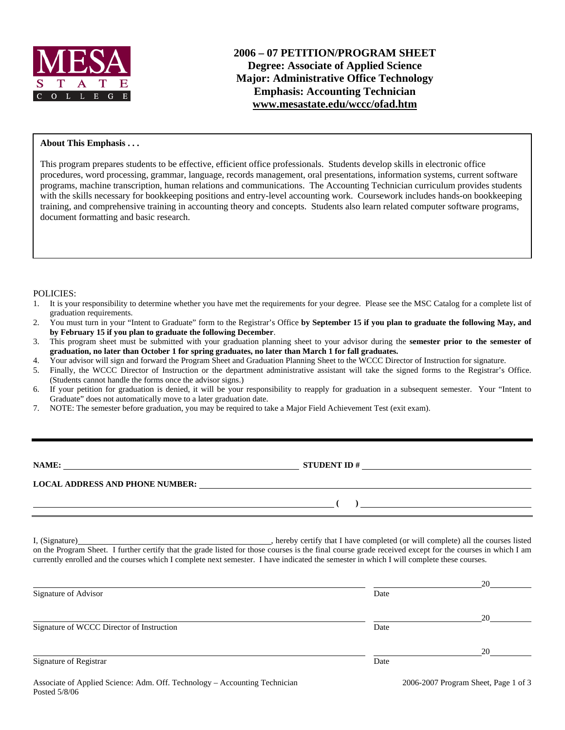# 2006 – 07 PETITION/PROGRAM SHEET
## Degree: Associate of Applied Science
## Major: Administrative Office Technology
## Emphasis: Accounting Technician
**www.mesastate.edu/wccc/ofad.htm**

**About This Emphasis . . .**

This program prepares students to be effective, efficient office professionals. Students develop skills in electronic office procedures, word processing, grammar, language, records management, oral presentations, information systems, current software programs, machine transcription, human relations and communications. The Accounting Technician curriculum provides students with the skills necessary for bookkeeping positions and entry-level accounting work. Coursework includes hands-on bookkeeping training, and comprehensive training in accounting theory and concepts. Students also learn related computer software programs, document formatting and basic research.

POLICIES:

1. It is your responsibility to determine whether you have met the requirements for your degree. Please see the MSC Catalog for a complete list of graduation requirements.
2. You must turn in your "Intent to Graduate" form to the Registrar's Office **by September 15 if you plan to graduate the following May, and by February 15 if you plan to graduate the following December**.
3. This program sheet must be submitted with your graduation planning sheet to your advisor during the **semester prior to the semester of graduation, no later than October 1 for spring graduates, no later than March 1 for fall graduates.**
4. Your advisor will sign and forward the Program Sheet and Graduation Planning Sheet to the WCCC Director of Instruction for signature.
5. Finally, the WCCC Director of Instruction or the department administrative assistant will take the signed forms to the Registrar's Office. (Students cannot handle the forms once the advisor signs.)
6. If your petition for graduation is denied, it will be your responsibility to reapply for graduation in a subsequent semester. Your "Intent to Graduate" does not automatically move to a later graduation date.
7. NOTE: The semester before graduation, you may be required to take a Major Field Achievement Test (exit exam).

---

**NAME:** ______________________________ **STUDENT ID #** ______________________________

**LOCAL ADDRESS AND PHONE NUMBER:** ______________________________

______________________________ **( )** ______________________________

I, (Signature) ______________________________, hereby certify that I have completed (or will complete) all the courses listed on the Program Sheet. I further certify that the grade listed for those courses is the final course grade received except for the courses in which I am currently enrolled and the courses which I complete next semester. I have indicated the semester in which I will complete these courses.

______________________________ ______________ 20______
Signature of Advisor Date

______________________________ ______________ 20______
Signature of WCCC Director of Instruction Date

______________________________ ______________ 20______
Signature of Registrar Date

Posted 5/8/06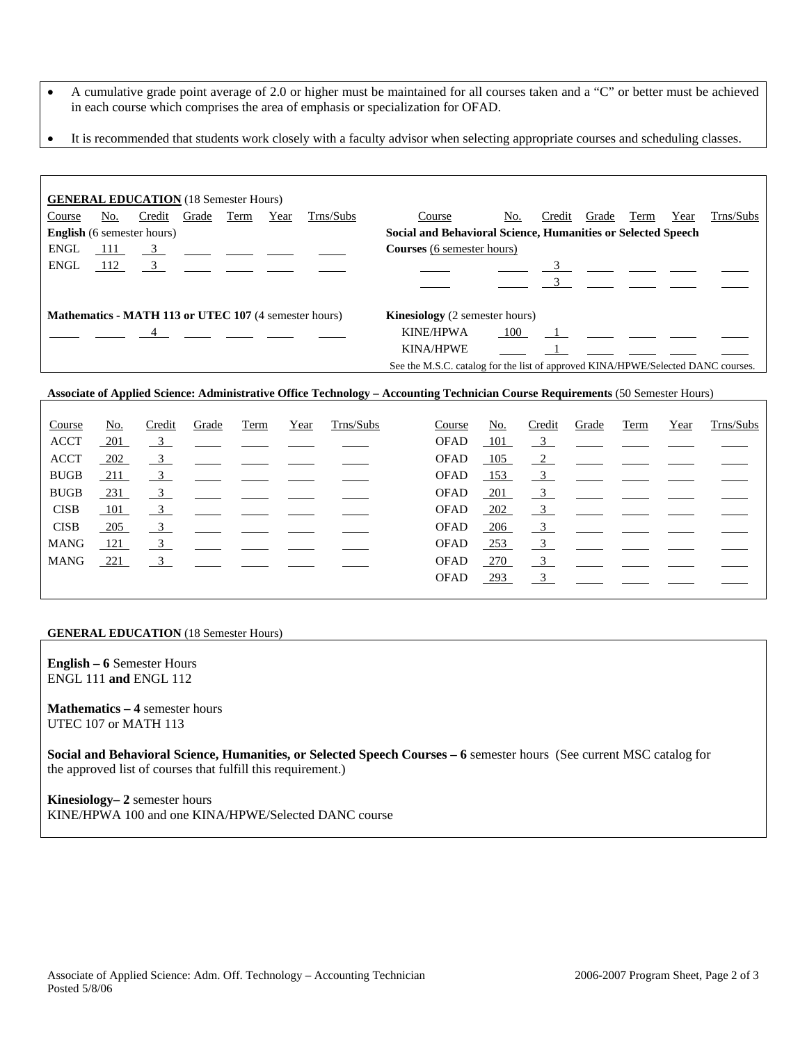- A cumulative grade point average of 2.0 or higher must be maintained for all courses taken and a "C" or better must be achieved in each course which comprises the area of emphasis or specialization for OFAD.
- It is recommended that students work closely with a faculty advisor when selecting appropriate courses and scheduling classes.

**GENERAL EDUCATION** (18 Semester Hours)

| Course | No. | Credit | Grade | Term | Year | Trns/Subs |
|---|---|---|---|---|---|---|
| **English** (6 semester hours) | | | | | | |
| ENGL | 111 | 3 | | | | |
| ENGL | 112 | 3 | | | | |
| **Mathematics - MATH 113 or UTEC 107** (4 semester hours) | | | | | | |
| | | 4 | | | | |

| Course | No. | Credit | Grade | Term | Year | Trns/Subs |
|---|---|---|---|---|---|---|
| **Social and Behavioral Science, Humanities or Selected Speech Courses** (6 semester hours) | | | | | | |
| | | 3 | | | | |
| | | 3 | | | | |
| **Kinesiology** (2 semester hours) | | | | | | |
| KINE/HPWA | 100 | 1 | | | | |
| KINA/HPWE | | 1 | | | | |

See the M.S.C. catalog for the list of approved KINA/HPWE/Selected DANC courses.

**Associate of Applied Science: Administrative Office Technology – Accounting Technician Course Requirements** (50 Semester Hours)

| Course | No. | Credit | Grade | Term | Year | Trns/Subs | Course | No. | Credit | Grade | Term | Year | Trns/Subs |
|---|---|---|---|---|---|---|---|---|---|---|---|---|---|
| ACCT | 201 | 3 | | | | | OFAD | 101 | 3 | | | | |
| ACCT | 202 | 3 | | | | | OFAD | 105 | 2 | | | | |
| BUGB | 211 | 3 | | | | | OFAD | 153 | 3 | | | | |
| BUGB | 231 | 3 | | | | | OFAD | 201 | 3 | | | | |
| CISB | 101 | 3 | | | | | OFAD | 202 | 3 | | | | |
| CISB | 205 | 3 | | | | | OFAD | 206 | 3 | | | | |
| MANG | 121 | 3 | | | | | OFAD | 253 | 3 | | | | |
| MANG | 221 | 3 | | | | | OFAD | 270 | 3 | | | | |
| | | | | | | | OFAD | 293 | 3 | | | | |

**GENERAL EDUCATION** (18 Semester Hours)

**English – 6** Semester Hours
ENGL 111 **and** ENGL 112

**Mathematics – 4** semester hours
UTEC 107 or MATH 113

**Social and Behavioral Science, Humanities, or Selected Speech Courses – 6** semester hours (See current MSC catalog for the approved list of courses that fulfill this requirement.)

**Kinesiology– 2** semester hours
KINE/HPWA 100 and one KINA/HPWE/Selected DANC course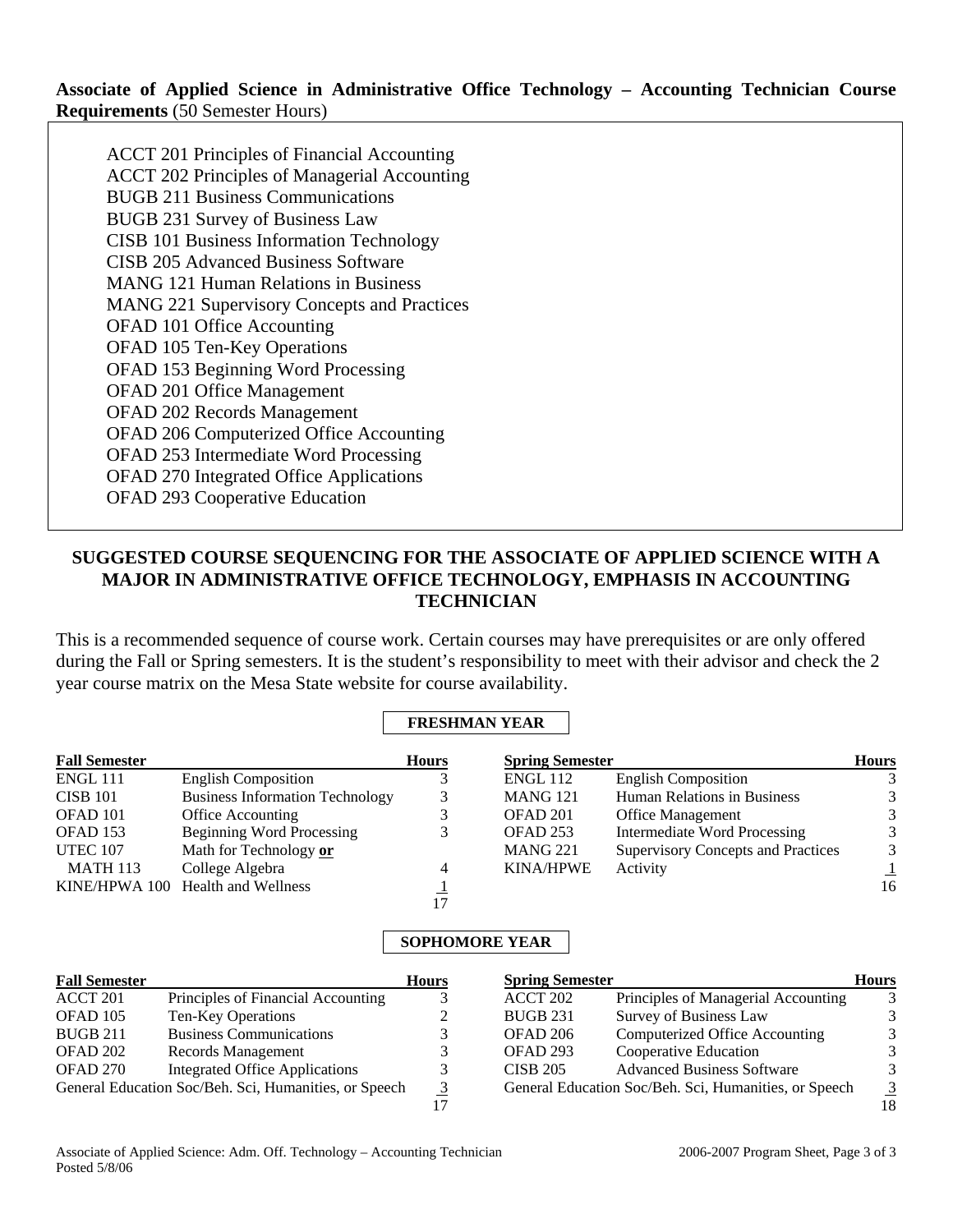**Associate of Applied Science in Administrative Office Technology – Accounting Technician Course Requirements** (50 Semester Hours)

- ACCT 201 Principles of Financial Accounting
- ACCT 202 Principles of Managerial Accounting
- BUGB 211 Business Communications
- BUGB 231 Survey of Business Law
- CISB 101 Business Information Technology
- CISB 205 Advanced Business Software
- MANG 121 Human Relations in Business
- MANG 221 Supervisory Concepts and Practices
- OFAD 101 Office Accounting
- OFAD 105 Ten-Key Operations
- OFAD 153 Beginning Word Processing
- OFAD 201 Office Management
- OFAD 202 Records Management
- OFAD 206 Computerized Office Accounting
- OFAD 253 Intermediate Word Processing
- OFAD 270 Integrated Office Applications
- OFAD 293 Cooperative Education

## SUGGESTED COURSE SEQUENCING FOR THE ASSOCIATE OF APPLIED SCIENCE WITH A MAJOR IN ADMINISTRATIVE OFFICE TECHNOLOGY, EMPHASIS IN ACCOUNTING TECHNICIAN

This is a recommended sequence of course work. Certain courses may have prerequisites or are only offered during the Fall or Spring semesters. It is the student's responsibility to meet with their advisor and check the 2 year course matrix on the Mesa State website for course availability.

### FRESHMAN YEAR

| Fall Semester | | Hours |
|---|---|---|
| ENGL 111 | English Composition | 3 |
| CISB 101 | Business Information Technology | 3 |
| OFAD 101 | Office Accounting | 3 |
| OFAD 153 | Beginning Word Processing | 3 |
| UTEC 107 | Math for Technology **or** | |
| MATH 113 | College Algebra | 4 |
| KINE/HPWA 100 | Health and Wellness | 1 |
| | | 17 |

| Spring Semester | | Hours |
|---|---|---|
| ENGL 112 | English Composition | 3 |
| MANG 121 | Human Relations in Business | 3 |
| OFAD 201 | Office Management | 3 |
| OFAD 253 | Intermediate Word Processing | 3 |
| MANG 221 | Supervisory Concepts and Practices | 3 |
| KINA/HPWE | Activity | 1 |
| | | 16 |

### SOPHOMORE YEAR

| Fall Semester | | Hours |
|---|---|---|
| ACCT 201 | Principles of Financial Accounting | 3 |
| OFAD 105 | Ten-Key Operations | 2 |
| BUGB 211 | Business Communications | 3 |
| OFAD 202 | Records Management | 3 |
| OFAD 270 | Integrated Office Applications | 3 |
| General Education Soc/Beh. Sci, Humanities, or Speech | | 3 |
| | | 17 |

| Spring Semester | | Hours |
|---|---|---|
| ACCT 202 | Principles of Managerial Accounting | 3 |
| BUGB 231 | Survey of Business Law | 3 |
| OFAD 206 | Computerized Office Accounting | 3 |
| OFAD 293 | Cooperative Education | 3 |
| CISB 205 | Advanced Business Software | 3 |
| General Education Soc/Beh. Sci, Humanities, or Speech | | 3 |
| | | 18 |